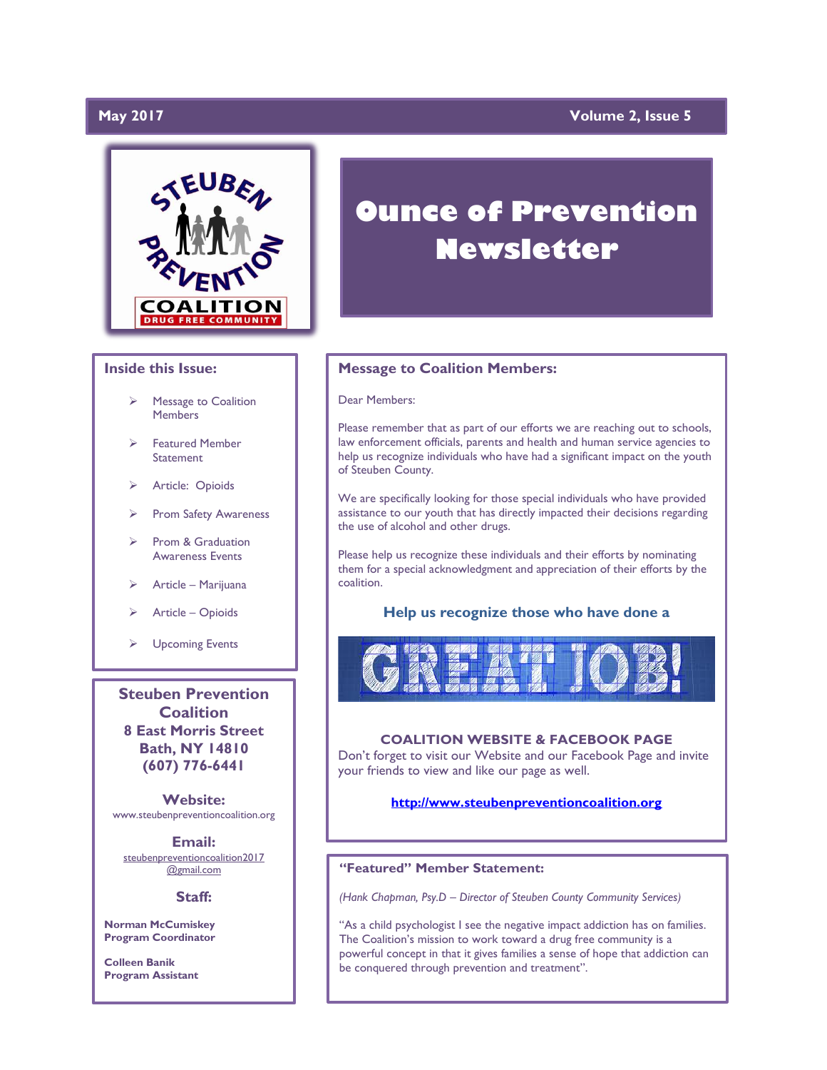May 2017 Volume 2, Issue 5

STEUBEN PREVENTION COALITION
DRUG FREE COMMUNITY

# Ounce of Prevention Newsletter

## Inside this Issue:

- Message to Coalition Members
- Featured Member Statement
- Article: Opioids
- Prom Safety Awareness
- Prom & Graduation Awareness Events
- Article – Marijuana
- Article – Opioids
- Upcoming Events

**Steuben Prevention Coalition**
**8 East Morris Street**
**Bath, NY 14810**
**(607) 776-6441**

**Website:**
www.steubenpreventioncoalition.org

**Email:**
steubenpreventioncoalition2017@gmail.com

**Staff:**

**Norman McCumiskey**
**Program Coordinator**

**Colleen Banik**
**Program Assistant**

## Message to Coalition Members:

Dear Members:

Please remember that as part of our efforts we are reaching out to schools, law enforcement officials, parents and health and human service agencies to help us recognize individuals who have had a significant impact on the youth of Steuben County.

We are specifically looking for those special individuals who have provided assistance to our youth that has directly impacted their decisions regarding the use of alcohol and other drugs.

Please help us recognize these individuals and their efforts by nominating them for a special acknowledgment and appreciation of their efforts by the coalition.

### Help us recognize those who have done a

GREAT JOB!

**COALITION WEBSITE & FACEBOOK PAGE**

Don't forget to visit our Website and our Facebook Page and invite your friends to view and like our page as well.

**http://www.steubenpreventioncoalition.org**

## "Featured" Member Statement:

*(Hank Chapman, Psy.D – Director of Steuben County Community Services)*

"As a child psychologist I see the negative impact addiction has on families. The Coalition's mission to work toward a drug free community is a powerful concept in that it gives families a sense of hope that addiction can be conquered through prevention and treatment".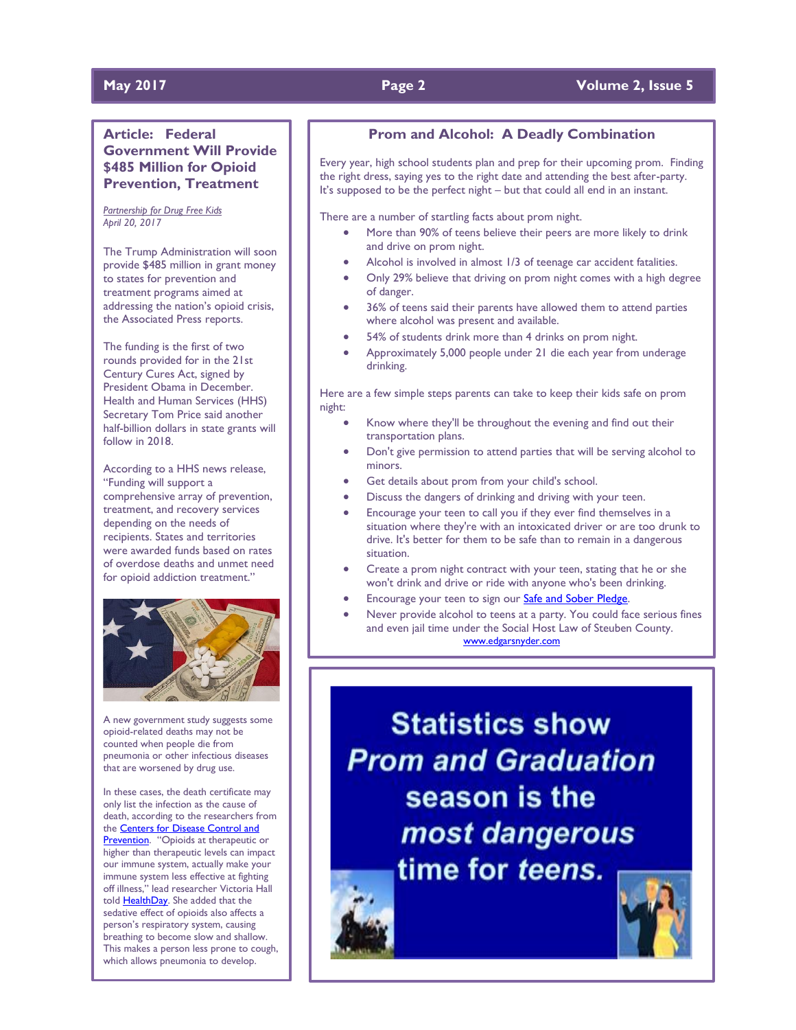## Article: Federal Government Will Provide $485 Million for Opioid Prevention, Treatment

*Partnership for Drug Free Kids*
*April 20, 2017*

The Trump Administration will soon provide $485 million in grant money to states for prevention and treatment programs aimed at addressing the nation's opioid crisis, the Associated Press reports.

The funding is the first of two rounds provided for in the 21st Century Cures Act, signed by President Obama in December. Health and Human Services (HHS) Secretary Tom Price said another half-billion dollars in state grants will follow in 2018.

According to a HHS news release, "Funding will support a comprehensive array of prevention, treatment, and recovery services depending on the needs of recipients. States and territories were awarded funds based on rates of overdose deaths and unmet need for opioid addiction treatment."

A new government study suggests some opioid-related deaths may not be counted when people die from pneumonia or other infectious diseases that are worsened by drug use.

In these cases, the death certificate may only list the infection as the cause of death, according to the researchers from the Centers for Disease Control and Prevention. "Opioids at therapeutic or higher than therapeutic levels can impact our immune system, actually make your immune system less effective at fighting off illness," lead researcher Victoria Hall told HealthDay. She added that the sedative effect of opioids also affects a person's respiratory system, causing breathing to become slow and shallow. This makes a person less prone to cough, which allows pneumonia to develop.

## Prom and Alcohol: A Deadly Combination

Every year, high school students plan and prep for their upcoming prom. Finding the right dress, saying yes to the right date and attending the best after-party. It's supposed to be the perfect night – but that could all end in an instant.

There are a number of startling facts about prom night.

- More than 90% of teens believe their peers are more likely to drink and drive on prom night.
- Alcohol is involved in almost 1/3 of teenage car accident fatalities.
- Only 29% believe that driving on prom night comes with a high degree of danger.
- 36% of teens said their parents have allowed them to attend parties where alcohol was present and available.
- 54% of students drink more than 4 drinks on prom night.
- Approximately 5,000 people under 21 die each year from underage drinking.

Here are a few simple steps parents can take to keep their kids safe on prom night:

- Know where they'll be throughout the evening and find out their transportation plans.
- Don't give permission to attend parties that will be serving alcohol to minors.
- Get details about prom from your child's school.
- Discuss the dangers of drinking and driving with your teen.
- Encourage your teen to call you if they ever find themselves in a situation where they're with an intoxicated driver or are too drunk to drive. It's better for them to be safe than to remain in a dangerous situation.
- Create a prom night contract with your teen, stating that he or she won't drink and drive or ride with anyone who's been drinking.
- Encourage your teen to sign our Safe and Sober Pledge.
- Never provide alcohol to teens at a party. You could face serious fines and even jail time under the Social Host Law of Steuben County.

www.edgarsnyder.com

**Statistics show *Prom and Graduation* season is the *most dangerous* time for *teens*.**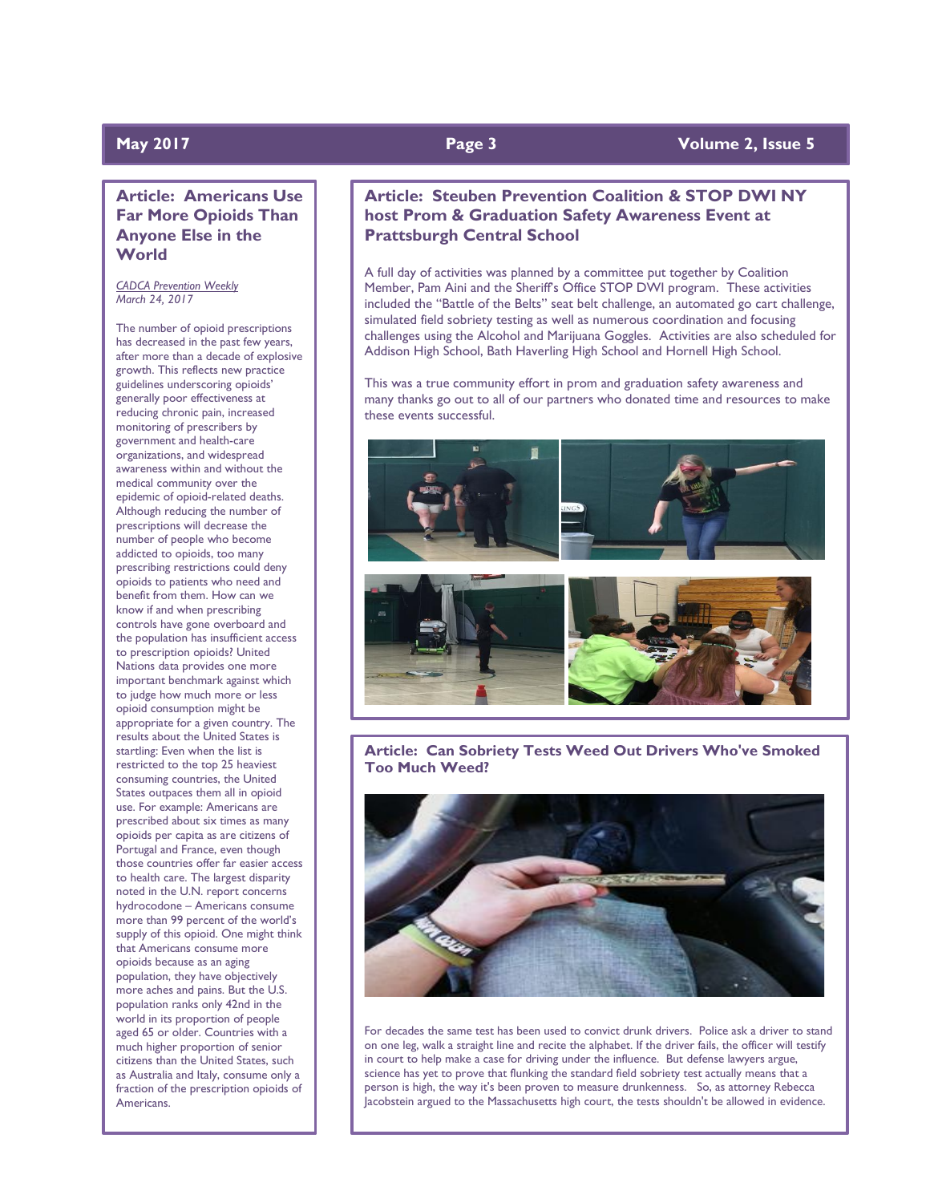## Article: Americans Use Far More Opioids Than Anyone Else in the World

*CADCA Prevention Weekly*
*March 24, 2017*

The number of opioid prescriptions has decreased in the past few years, after more than a decade of explosive growth. This reflects new practice guidelines underscoring opioids' generally poor effectiveness at reducing chronic pain, increased monitoring of prescribers by government and health-care organizations, and widespread awareness within and without the medical community over the epidemic of opioid-related deaths. Although reducing the number of prescriptions will decrease the number of people who become addicted to opioids, too many prescribing restrictions could deny opioids to patients who need and benefit from them. How can we know if and when prescribing controls have gone overboard and the population has insufficient access to prescription opioids? United Nations data provides one more important benchmark against which to judge how much more or less opioid consumption might be appropriate for a given country. The results about the United States is startling: Even when the list is restricted to the top 25 heaviest consuming countries, the United States outpaces them all in opioid use. For example: Americans are prescribed about six times as many opioids per capita as are citizens of Portugal and France, even though those countries offer far easier access to health care. The largest disparity noted in the U.N. report concerns hydrocodone – Americans consume more than 99 percent of the world's supply of this opioid. One might think that Americans consume more opioids because as an aging population, they have objectively more aches and pains. But the U.S. population ranks only 42nd in the world in its proportion of people aged 65 or older. Countries with a much higher proportion of senior citizens than the United States, such as Australia and Italy, consume only a fraction of the prescription opioids of Americans.

## Article: Steuben Prevention Coalition & STOP DWI NY host Prom & Graduation Safety Awareness Event at Prattsburgh Central School

A full day of activities was planned by a committee put together by Coalition Member, Pam Aini and the Sheriff's Office STOP DWI program. These activities included the "Battle of the Belts" seat belt challenge, an automated go cart challenge, simulated field sobriety testing as well as numerous coordination and focusing challenges using the Alcohol and Marijuana Goggles. Activities are also scheduled for Addison High School, Bath Haverling High School and Hornell High School.

This was a true community effort in prom and graduation safety awareness and many thanks go out to all of our partners who donated time and resources to make these events successful.

## Article: Can Sobriety Tests Weed Out Drivers Who've Smoked Too Much Weed?

For decades the same test has been used to convict drunk drivers. Police ask a driver to stand on one leg, walk a straight line and recite the alphabet. If the driver fails, the officer will testify in court to help make a case for driving under the influence. But defense lawyers argue, science has yet to prove that flunking the standard field sobriety test actually means that a person is high, the way it's been proven to measure drunkenness. So, as attorney Rebecca Jacobstein argued to the Massachusetts high court, the tests shouldn't be allowed in evidence.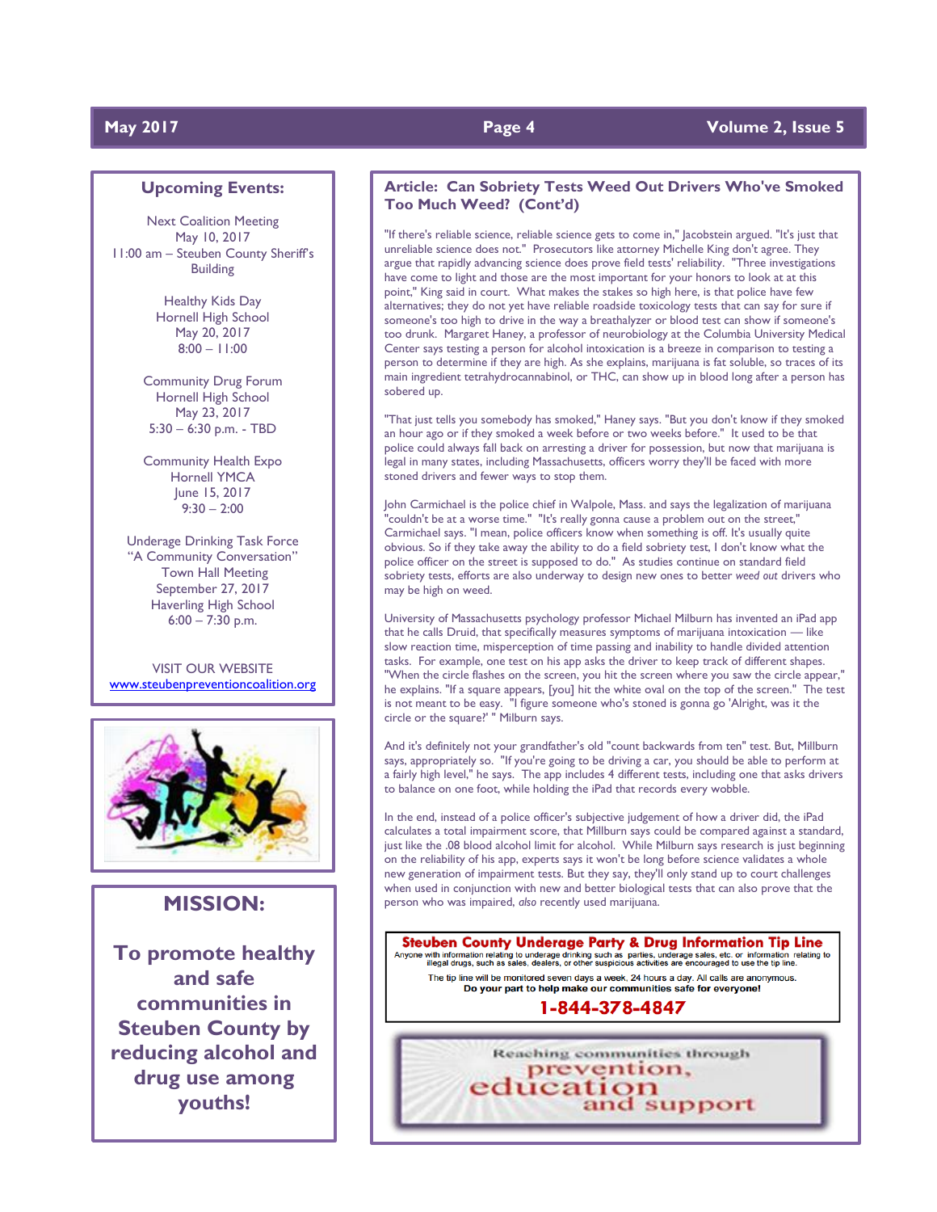## Upcoming Events:

Next Coalition Meeting
May 10, 2017
11:00 am – Steuben County Sheriff's Building

Healthy Kids Day
Hornell High School
May 20, 2017
8:00 – 11:00

Community Drug Forum
Hornell High School
May 23, 2017
5:30 – 6:30 p.m. - TBD

Community Health Expo
Hornell YMCA
June 15, 2017
9:30 – 2:00

Underage Drinking Task Force
"A Community Conversation"
Town Hall Meeting
September 27, 2017
Haverling High School
6:00 – 7:30 p.m.

VISIT OUR WEBSITE
www.steubenpreventioncoalition.org

## MISSION:

**To promote healthy and safe communities in Steuben County by reducing alcohol and drug use among youths!**

## Article: Can Sobriety Tests Weed Out Drivers Who've Smoked Too Much Weed? (Cont'd)

"If there's reliable science, reliable science gets to come in," Jacobstein argued. "It's just that unreliable science does not." Prosecutors like attorney Michelle King don't agree. They argue that rapidly advancing science does prove field tests' reliability. "Three investigations have come to light and those are the most important for your honors to look at at this point," King said in court. What makes the stakes so high here, is that police have few alternatives; they do not yet have reliable roadside toxicology tests that can say for sure if someone's too high to drive in the way a breathalyzer or blood test can show if someone's too drunk. Margaret Haney, a professor of neurobiology at the Columbia University Medical Center says testing a person for alcohol intoxication is a breeze in comparison to testing a person to determine if they are high. As she explains, marijuana is fat soluble, so traces of its main ingredient tetrahydrocannabinol, or THC, can show up in blood long after a person has sobered up.

"That just tells you somebody has smoked," Haney says. "But you don't know if they smoked an hour ago or if they smoked a week before or two weeks before." It used to be that police could always fall back on arresting a driver for possession, but now that marijuana is legal in many states, including Massachusetts, officers worry they'll be faced with more stoned drivers and fewer ways to stop them.

John Carmichael is the police chief in Walpole, Mass. and says the legalization of marijuana "couldn't be at a worse time." "It's really gonna cause a problem out on the street," Carmichael says. "I mean, police officers know when something is off. It's usually quite obvious. So if they take away the ability to do a field sobriety test, I don't know what the police officer on the street is supposed to do." As studies continue on standard field sobriety tests, efforts are also underway to design new ones to better *weed out* drivers who may be high on weed.

University of Massachusetts psychology professor Michael Milburn has invented an iPad app that he calls Druid, that specifically measures symptoms of marijuana intoxication — like slow reaction time, misperception of time passing and inability to handle divided attention tasks. For example, one test on his app asks the driver to keep track of different shapes. "When the circle flashes on the screen, you hit the screen where you saw the circle appear," he explains. "If a square appears, [you] hit the white oval on the top of the screen." The test is not meant to be easy. "I figure someone who's stoned is gonna go 'Alright, was it the circle or the square?' " Milburn says.

And it's definitely not your grandfather's old "count backwards from ten" test. But, Millburn says, appropriately so. "If you're going to be driving a car, you should be able to perform at a fairly high level," he says. The app includes 4 different tests, including one that asks drivers to balance on one foot, while holding the iPad that records every wobble.

In the end, instead of a police officer's subjective judgement of how a driver did, the iPad calculates a total impairment score, that Millburn says could be compared against a standard, just like the .08 blood alcohol limit for alcohol. While Milburn says research is just beginning on the reliability of his app, experts says it won't be long before science validates a whole new generation of impairment tests. But they say, they'll only stand up to court challenges when used in conjunction with new and better biological tests that can also prove that the person who was impaired, *also* recently used marijuana.

**Steuben County Underage Party & Drug Information Tip Line**

Anyone with information relating to underage drinking such as parties, underage sales, etc. or information relating to illegal drugs, such as sales, dealers, or other suspicious activities are encouraged to use the tip line.

The tip line will be monitored seven days a week, 24 hours a day. All calls are anonymous.
**Do your part to help make our communities safe for everyone!**

**1-844-378-4847**

Reaching communities through prevention, education and support